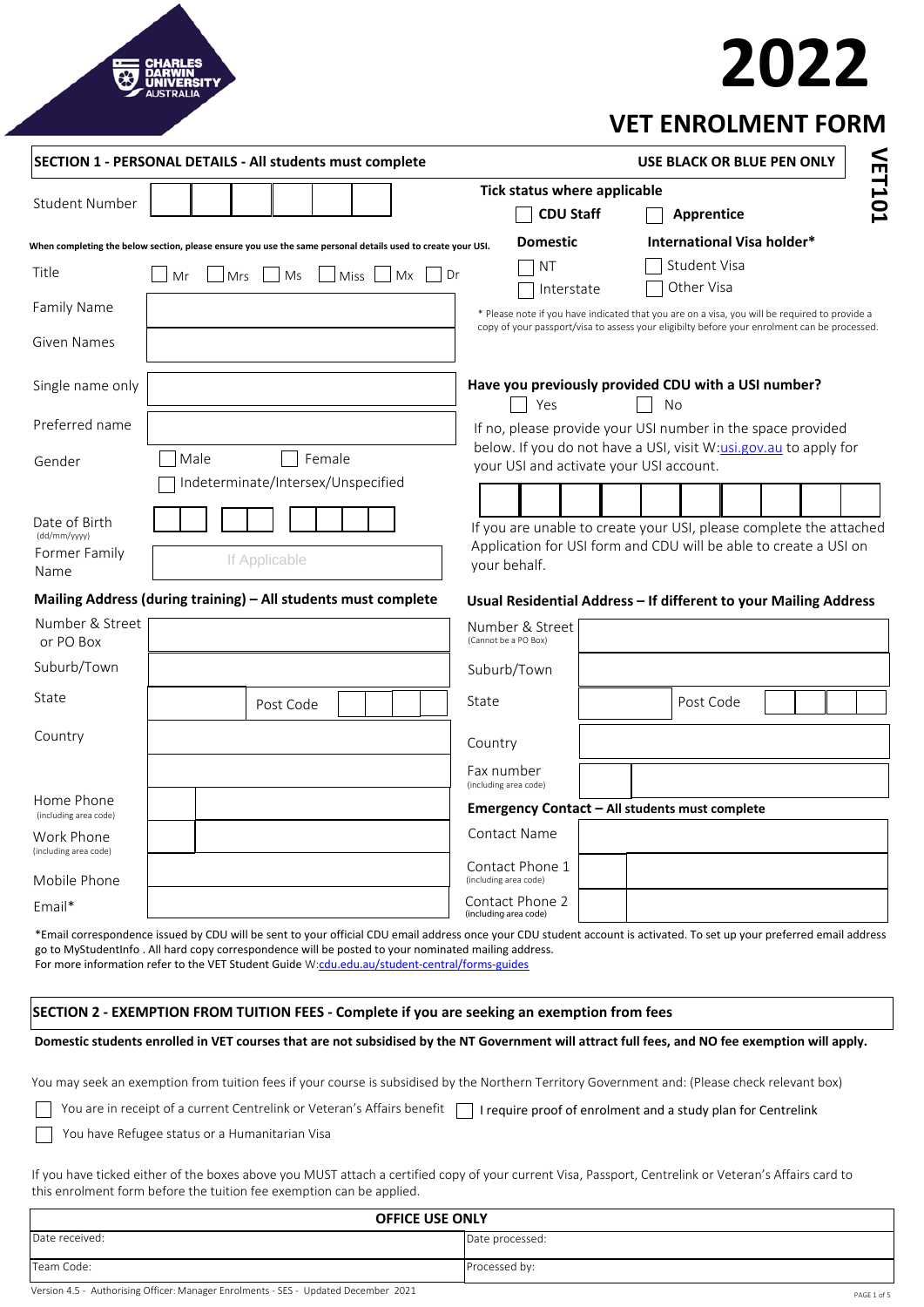CHARLES DARWIN UNIVERSITY AUSTRALIA

# 2022

## VET ENROLMENT FORM

VET101

**SECTION 1 - PERSONAL DETAILS - All students must complete** | **USE BLACK OR BLUE PEN ONLY**

Student Number

**When completing the below section, please ensure you use the same personal details used to create your USI.**

Title ☐ Mr ☐ Mrs ☐ Ms ☐ Miss ☐ Mx ☐ Dr

Family Name

Given Names

Single name only

Preferred name

Gender ☐ Male ☐ Female ☐ Indeterminate/Intersex/Unspecified

Date of Birth (dd/mm/yyyy)

Former Family Name — If Applicable

**Tick status where applicable**

☐ **CDU Staff** ☐ **Apprentice**

**Domestic**
☐ NT
☐ Interstate

**International Visa holder***
☐ Student Visa
☐ Other Visa

* Please note if you have indicated that you are on a visa, you will be required to provide a copy of your passport/visa to assess your eligibilty before your enrolment can be processed.

**Have you previously provided CDU with a USI number?**

☐ Yes ☐ No

If no, please provide your USI number in the space provided below. If you do not have a USI, visit W:usi.gov.au to apply for your USI and activate your USI account.

If you are unable to create your USI, please complete the attached Application for USI form and CDU will be able to create a USI on your behalf.

**Mailing Address (during training) – All students must complete**

Number & Street or PO Box

Suburb/Town

State | Post Code

Country

Home Phone (including area code)

Work Phone (including area code)

Mobile Phone

Email*

**Usual Residential Address – If different to your Mailing Address**

Number & Street (Cannot be a PO Box)

Suburb/Town

State | Post Code

Country

Fax number (including area code)

**Emergency Contact – All students must complete**

Contact Name

Contact Phone 1 (including area code)

Contact Phone 2 (including area code)

*Email correspondence issued by CDU will be sent to your official CDU email address once your CDU student account is activated. To set up your preferred email address go to MyStudentInfo . All hard copy correspondence will be posted to your nominated mailing address.
For more information refer to the VET Student Guide W:cdu.edu.au/student-central/forms-guides

**SECTION 2 - EXEMPTION FROM TUITION FEES - Complete if you are seeking an exemption from fees**

**Domestic students enrolled in VET courses that are not subsidised by the NT Government will attract full fees, and NO fee exemption will apply.**

You may seek an exemption from tuition fees if your course is subsidised by the Northern Territory Government and: (Please check relevant box)

☐ You are in receipt of a current Centrelink or Veteran's Affairs benefit ☐ I require proof of enrolment and a study plan for Centrelink

☐ You have Refugee status or a Humanitarian Visa

If you have ticked either of the boxes above you MUST attach a certified copy of your current Visa, Passport, Centrelink or Veteran's Affairs card to this enrolment form before the tuition fee exemption can be applied.

| OFFICE USE ONLY | |
|---|---|
| Date received: | Date processed: |
| Team Code: | Processed by: |

Version 4.5 - Authorising Officer: Manager Enrolments - SES - Updated December 2021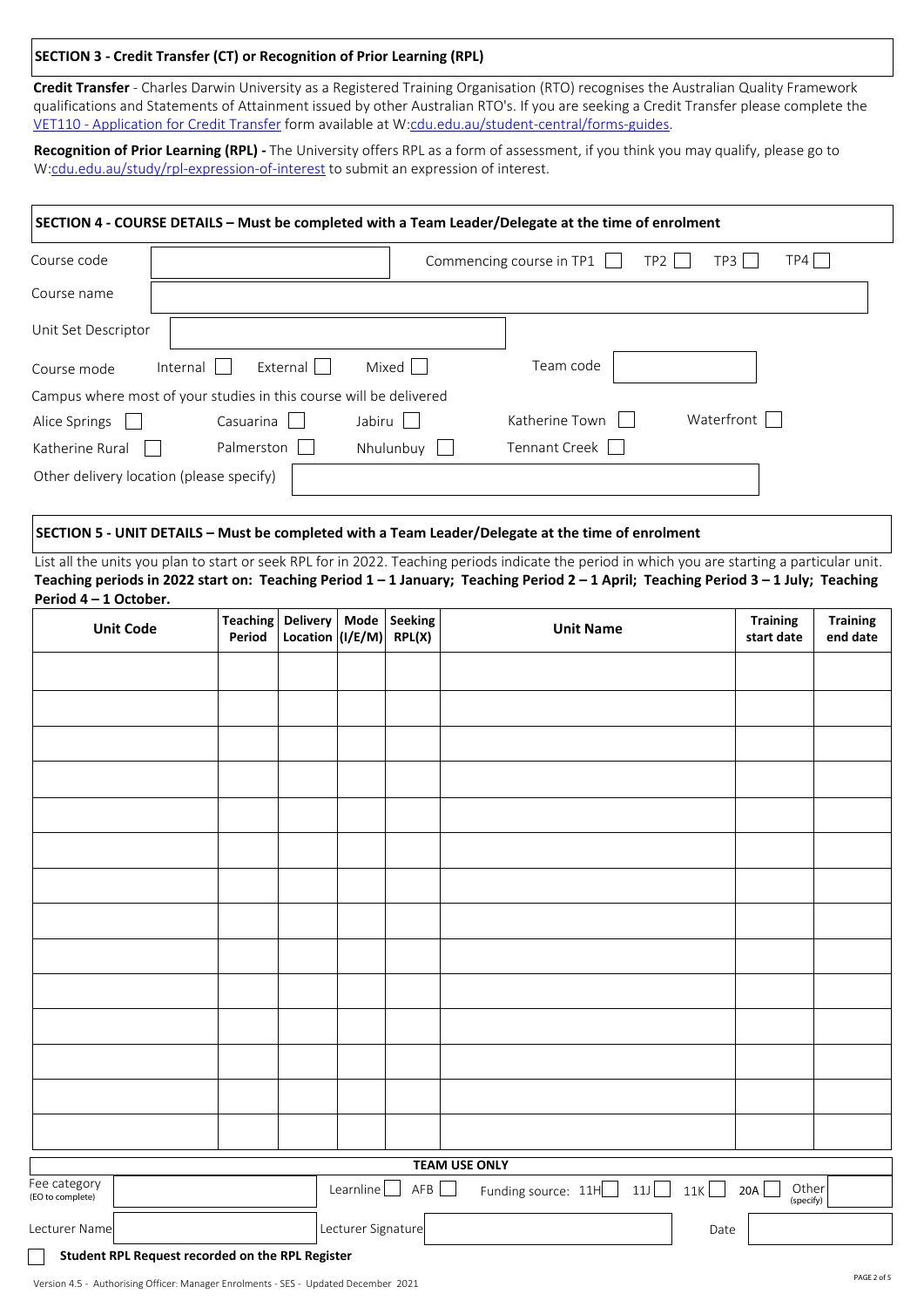## SECTION 3 - Credit Transfer (CT) or Recognition of Prior Learning (RPL)

**Credit Transfer** - Charles Darwin University as a Registered Training Organisation (RTO) recognises the Australian Quality Framework qualifications and Statements of Attainment issued by other Australian RTO's. If you are seeking a Credit Transfer please complete the VET110 - Application for Credit Transfer form available at W:cdu.edu.au/student-central/forms-guides.

**Recognition of Prior Learning (RPL) -** The University offers RPL as a form of assessment, if you think you may qualify, please go to W:cdu.edu.au/study/rpl-expression-of-interest to submit an expression of interest.

## SECTION 4 - COURSE DETAILS – Must be completed with a Team Leader/Delegate at the time of enrolment

Course code ______________ Commencing course in TP1 ☐ TP2 ☐ TP3 ☐ TP4 ☐

Course name ______________

Unit Set Descriptor ______________

Course mode Internal ☐ External ☐ Mixed ☐ Team code ______________

Campus where most of your studies in this course will be delivered

Alice Springs ☐ Casuarina ☐ Jabiru ☐ Katherine Town ☐ Waterfront ☐

Katherine Rural ☐ Palmerston ☐ Nhulunbuy ☐ Tennant Creek ☐

Other delivery location (please specify) ______________

## SECTION 5 - UNIT DETAILS – Must be completed with a Team Leader/Delegate at the time of enrolment

List all the units you plan to start or seek RPL for in 2022. Teaching periods indicate the period in which you are starting a particular unit.

**Teaching periods in 2022 start on: Teaching Period 1 – 1 January; Teaching Period 2 – 1 April; Teaching Period 3 – 1 July; Teaching Period 4 – 1 October.**

| Unit Code | Teaching Period | Delivery Location | Mode (I/E/M) | Seeking RPL(X) | Unit Name | Training start date | Training end date |
|---|---|---|---|---|---|---|---|
| | | | | | | | |
| | | | | | | | |
| | | | | | | | |
| | | | | | | | |
| | | | | | | | |
| | | | | | | | |
| | | | | | | | |
| | | | | | | | |
| | | | | | | | |
| | | | | | | | |
| | | | | | | | |
| | | | | | | | |
| | | | | | | | |
| | | | | | | | |

**TEAM USE ONLY**

Fee category (EO to complete) ______________ Learnline ☐ AFB ☐ Funding source: 11H ☐ 11J ☐ 11K ☐ 20A ☐ Other (specify) ______________

Lecturer Name ______________ Lecturer Signature ______________ Date ______________

☐ **Student RPL Request recorded on the RPL Register**

Version 4.5 - Authorising Officer: Manager Enrolments - SES - Updated December 2021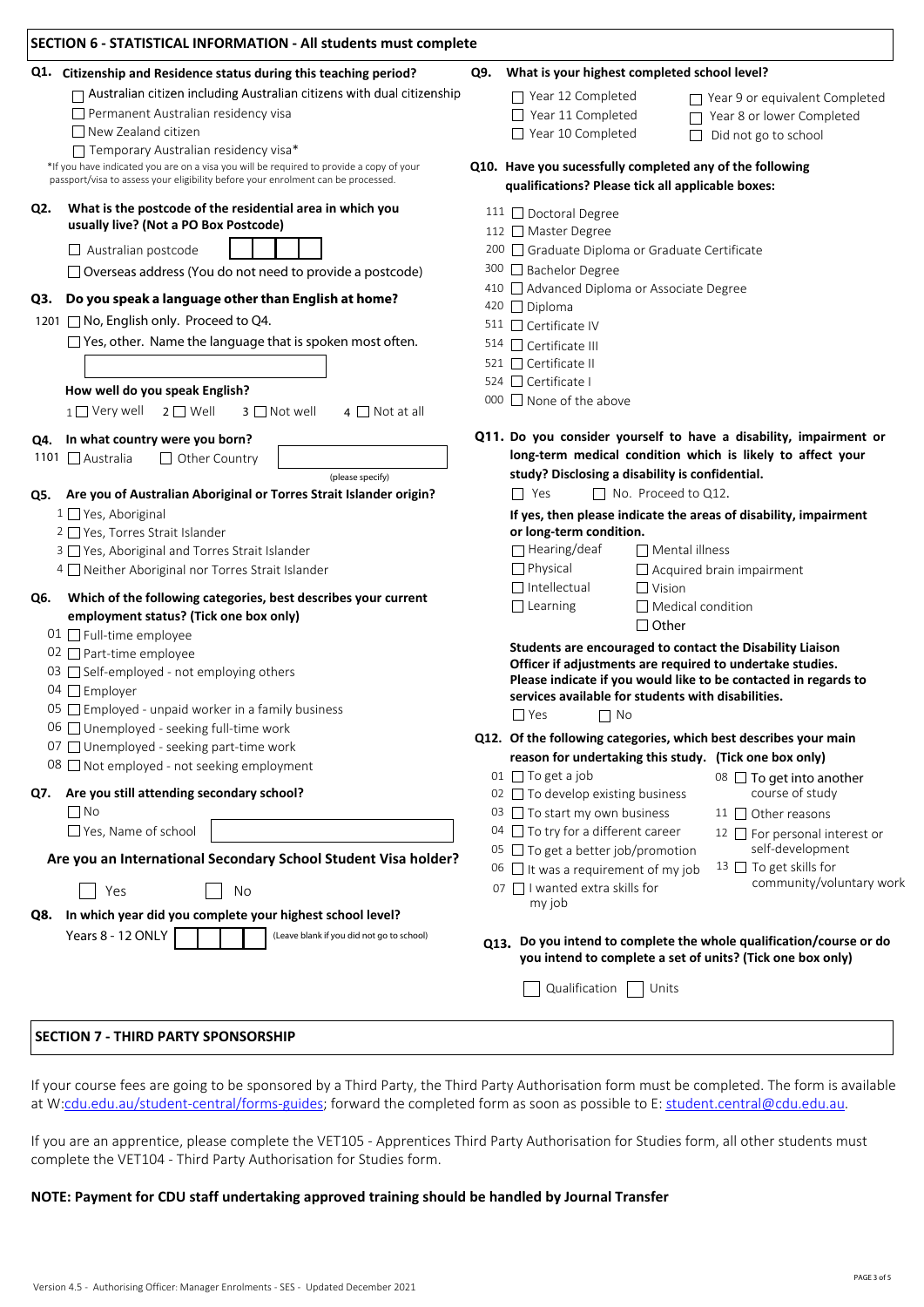## SECTION 6 - STATISTICAL INFORMATION - All students must complete

**Q1. Citizenship and Residence status during this teaching period?**

- ☐ Australian citizen including Australian citizens with dual citizenship
- ☐ Permanent Australian residency visa
- ☐ New Zealand citizen
- ☐ Temporary Australian residency visa*

*If you have indicated you are on a visa you will be required to provide a copy of your passport/visa to assess your eligibility before your enrolment can be processed.

**Q2. What is the postcode of the residential area in which you usually live? (Not a PO Box Postcode)**

- ☐ Australian postcode ☐☐☐☐
- ☐ Overseas address (You do not need to provide a postcode)

**Q3. Do you speak a language other than English at home?**

- 1201 ☐ No, English only. Proceed to Q4.
- ☐ Yes, other. Name the language that is spoken most often. ____________

**How well do you speak English?**

1 ☐ Very well 2 ☐ Well 3 ☐ Not well 4 ☐ Not at all

**Q4. In what country were you born?**

1101 ☐ Australia ☐ Other Country ____________ (please specify)

**Q5. Are you of Australian Aboriginal or Torres Strait Islander origin?**

- 1 ☐ Yes, Aboriginal
- 2 ☐ Yes, Torres Strait Islander
- 3 ☐ Yes, Aboriginal and Torres Strait Islander
- 4 ☐ Neither Aboriginal nor Torres Strait Islander

**Q6. Which of the following categories, best describes your current employment status? (Tick one box only)**

- 01 ☐ Full-time employee
- 02 ☐ Part-time employee
- 03 ☐ Self-employed - not employing others
- 04 ☐ Employer
- 05 ☐ Employed - unpaid worker in a family business
- 06 ☐ Unemployed - seeking full-time work
- 07 ☐ Unemployed - seeking part-time work
- 08 ☐ Not employed - not seeking employment

**Q7. Are you still attending secondary school?**

- ☐ No
- ☐ Yes, Name of school ____________

**Are you an International Secondary School Student Visa holder?**

☐ Yes ☐ No

**Q8. In which year did you complete your highest school level?**

Years 8 - 12 ONLY ☐☐☐☐ (Leave blank if you did not go to school)

**Q9. What is your highest completed school level?**

- ☐ Year 12 Completed
- ☐ Year 11 Completed
- ☐ Year 10 Completed
- ☐ Year 9 or equivalent Completed
- ☐ Year 8 or lower Completed
- ☐ Did not go to school

**Q10. Have you sucessfully completed any of the following qualifications? Please tick all applicable boxes:**

- 111 ☐ Doctoral Degree
- 112 ☐ Master Degree
- 200 ☐ Graduate Diploma or Graduate Certificate
- 300 ☐ Bachelor Degree
- 410 ☐ Advanced Diploma or Associate Degree
- 420 ☐ Diploma
- 511 ☐ Certificate IV
- 514 ☐ Certificate III
- 521 ☐ Certificate II
- 524 ☐ Certificate I
- 000 ☐ None of the above

**Q11. Do you consider yourself to have a disability, impairment or long-term medical condition which is likely to affect your study? Disclosing a disability is confidential.**

☐ Yes ☐ No. Proceed to Q12.

**If yes, then please indicate the areas of disability, impairment or long-term condition.**

- ☐ Hearing/deaf
- ☐ Physical
- ☐ Intellectual
- ☐ Learning
- ☐ Mental illness
- ☐ Acquired brain impairment
- ☐ Vision
- ☐ Medical condition
- ☐ Other

**Students are encouraged to contact the Disability Liaison Officer if adjustments are required to undertake studies. Please indicate if you would like to be contacted in regards to services available for students with disabilities.**

☐ Yes ☐ No

**Q12. Of the following categories, which best describes your main reason for undertaking this study. (Tick one box only)**

- 01 ☐ To get a job
- 02 ☐ To develop existing business
- 03 ☐ To start my own business
- 04 ☐ To try for a different career
- 05 ☐ To get a better job/promotion
- 06 ☐ It was a requirement of my job
- 07 ☐ I wanted extra skills for my job
- 08 ☐ To get into another course of study
- 11 ☐ Other reasons
- 12 ☐ For personal interest or self-development
- 13 ☐ To get skills for community/voluntary work

**Q13. Do you intend to complete the whole qualification/course or do you intend to complete a set of units? (Tick one box only)**

☐ Qualification ☐ Units

## SECTION 7 - THIRD PARTY SPONSORSHIP

If your course fees are going to be sponsored by a Third Party, the Third Party Authorisation form must be completed. The form is available at W:cdu.edu.au/student-central/forms-guides; forward the completed form as soon as possible to E: student.central@cdu.edu.au.

If you are an apprentice, please complete the VET105 - Apprentices Third Party Authorisation for Studies form, all other students must complete the VET104 - Third Party Authorisation for Studies form.

**NOTE: Payment for CDU staff undertaking approved training should be handled by Journal Transfer**

Version 4.5 - Authorising Officer: Manager Enrolments - SES - Updated December 2021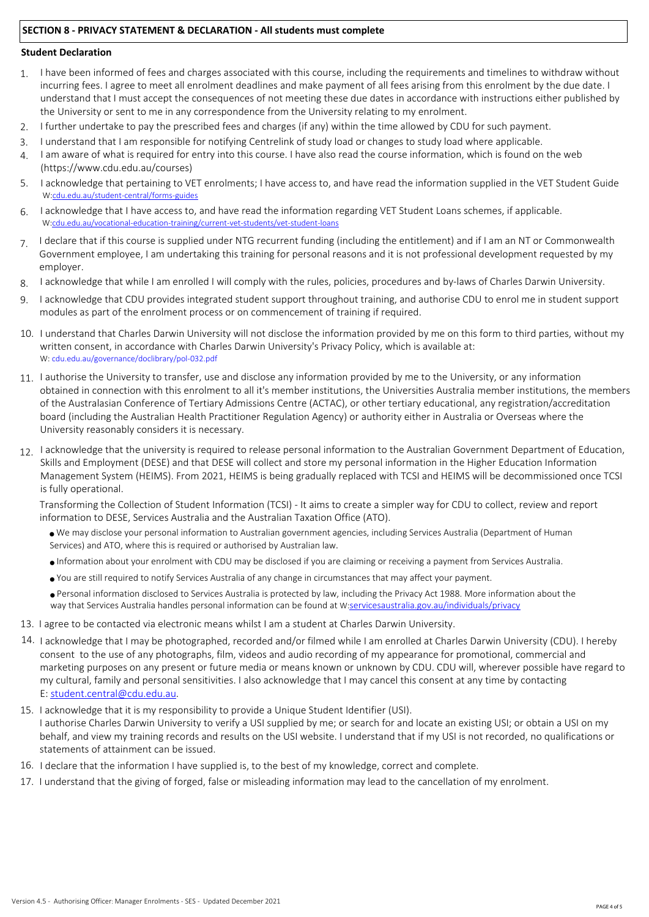## SECTION 8 - PRIVACY STATEMENT & DECLARATION - All students must complete

**Student Declaration**

1. I have been informed of fees and charges associated with this course, including the requirements and timelines to withdraw without incurring fees. I agree to meet all enrolment deadlines and make payment of all fees arising from this enrolment by the due date. I understand that I must accept the consequences of not meeting these due dates in accordance with instructions either published by the University or sent to me in any correspondence from the University relating to my enrolment.
2. I further undertake to pay the prescribed fees and charges (if any) within the time allowed by CDU for such payment.
3. I understand that I am responsible for notifying Centrelink of study load or changes to study load where applicable.
4. I am aware of what is required for entry into this course. I have also read the course information, which is found on the web (https://www.cdu.edu.au/courses)
5. I acknowledge that pertaining to VET enrolments; I have access to, and have read the information supplied in the VET Student Guide W:cdu.edu.au/student-central/forms-guides
6. I acknowledge that I have access to, and have read the information regarding VET Student Loans schemes, if applicable. W:cdu.edu.au/vocational-education-training/current-vet-students/vet-student-loans
7. I declare that if this course is supplied under NTG recurrent funding (including the entitlement) and if I am an NT or Commonwealth Government employee, I am undertaking this training for personal reasons and it is not professional development requested by my employer.
8. I acknowledge that while I am enrolled I will comply with the rules, policies, procedures and by-laws of Charles Darwin University.
9. I acknowledge that CDU provides integrated student support throughout training, and authorise CDU to enrol me in student support modules as part of the enrolment process or on commencement of training if required.
10. I understand that Charles Darwin University will not disclose the information provided by me on this form to third parties, without my written consent, in accordance with Charles Darwin University's Privacy Policy, which is available at: W: cdu.edu.au/governance/doclibrary/pol-032.pdf
11. I authorise the University to transfer, use and disclose any information provided by me to the University, or any information obtained in connection with this enrolment to all it's member institutions, the Universities Australia member institutions, the members of the Australasian Conference of Tertiary Admissions Centre (ACTAC), or other tertiary educational, any registration/accreditation board (including the Australian Health Practitioner Regulation Agency) or authority either in Australia or Overseas where the University reasonably considers it is necessary.
12. I acknowledge that the university is required to release personal information to the Australian Government Department of Education, Skills and Employment (DESE) and that DESE will collect and store my personal information in the Higher Education Information Management System (HEIMS). From 2021, HEIMS is being gradually replaced with TCSI and HEIMS will be decommissioned once TCSI is fully operational.

    Transforming the Collection of Student Information (TCSI) - It aims to create a simpler way for CDU to collect, review and report information to DESE, Services Australia and the Australian Taxation Office (ATO).

    - We may disclose your personal information to Australian government agencies, including Services Australia (Department of Human Services) and ATO, where this is required or authorised by Australian law.
    - Information about your enrolment with CDU may be disclosed if you are claiming or receiving a payment from Services Australia.
    - You are still required to notify Services Australia of any change in circumstances that may affect your payment.
    - Personal information disclosed to Services Australia is protected by law, including the Privacy Act 1988. More information about the way that Services Australia handles personal information can be found at W:servicesaustralia.gov.au/individuals/privacy
13. I agree to be contacted via electronic means whilst I am a student at Charles Darwin University.
14. I acknowledge that I may be photographed, recorded and/or filmed while I am enrolled at Charles Darwin University (CDU). I hereby consent to the use of any photographs, film, videos and audio recording of my appearance for promotional, commercial and marketing purposes on any present or future media or means known or unknown by CDU. CDU will, wherever possible have regard to my cultural, family and personal sensitivities. I also acknowledge that I may cancel this consent at any time by contacting E: student.central@cdu.edu.au.
15. I acknowledge that it is my responsibility to provide a Unique Student Identifier (USI). I authorise Charles Darwin University to verify a USI supplied by me; or search for and locate an existing USI; or obtain a USI on my behalf, and view my training records and results on the USI website. I understand that if my USI is not recorded, no qualifications or statements of attainment can be issued.
16. I declare that the information I have supplied is, to the best of my knowledge, correct and complete.
17. I understand that the giving of forged, false or misleading information may lead to the cancellation of my enrolment.

Version 4.5 - Authorising Officer: Manager Enrolments - SES - Updated December 2021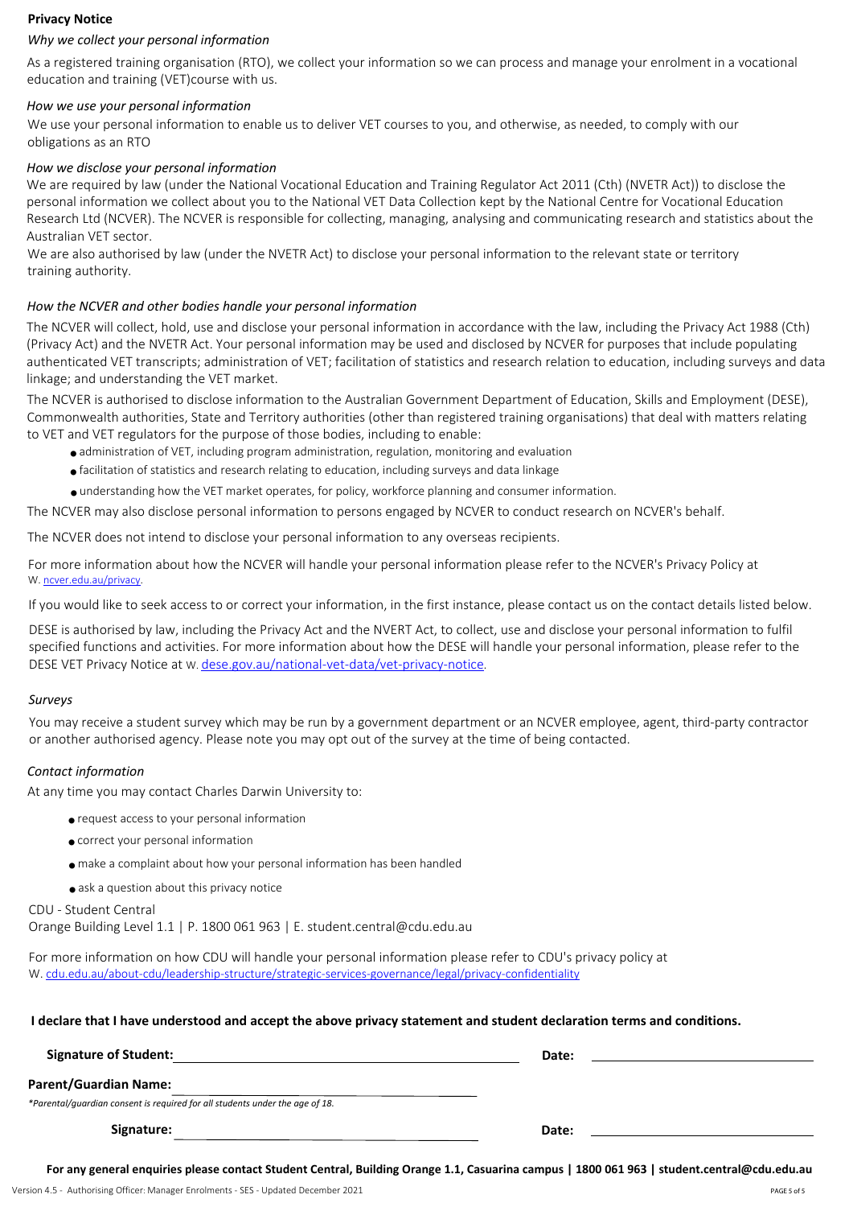**Privacy Notice**

*Why we collect your personal information*

As a registered training organisation (RTO), we collect your information so we can process and manage your enrolment in a vocational education and training (VET)course with us.

*How we use your personal information*

We use your personal information to enable us to deliver VET courses to you, and otherwise, as needed, to comply with our obligations as an RTO

*How we disclose your personal information*

We are required by law (under the National Vocational Education and Training Regulator Act 2011 (Cth) (NVETR Act)) to disclose the personal information we collect about you to the National VET Data Collection kept by the National Centre for Vocational Education Research Ltd (NCVER). The NCVER is responsible for collecting, managing, analysing and communicating research and statistics about the Australian VET sector.

We are also authorised by law (under the NVETR Act) to disclose your personal information to the relevant state or territory training authority.

*How the NCVER and other bodies handle your personal information*

The NCVER will collect, hold, use and disclose your personal information in accordance with the law, including the Privacy Act 1988 (Cth) (Privacy Act) and the NVETR Act. Your personal information may be used and disclosed by NCVER for purposes that include populating authenticated VET transcripts; administration of VET; facilitation of statistics and research relation to education, including surveys and data linkage; and understanding the VET market.

The NCVER is authorised to disclose information to the Australian Government Department of Education, Skills and Employment (DESE), Commonwealth authorities, State and Territory authorities (other than registered training organisations) that deal with matters relating to VET and VET regulators for the purpose of those bodies, including to enable:

- administration of VET, including program administration, regulation, monitoring and evaluation
- facilitation of statistics and research relating to education, including surveys and data linkage
- understanding how the VET market operates, for policy, workforce planning and consumer information.

The NCVER may also disclose personal information to persons engaged by NCVER to conduct research on NCVER's behalf.

The NCVER does not intend to disclose your personal information to any overseas recipients.

For more information about how the NCVER will handle your personal information please refer to the NCVER's Privacy Policy at W. ncver.edu.au/privacy.

If you would like to seek access to or correct your information, in the first instance, please contact us on the contact details listed below.

DESE is authorised by law, including the Privacy Act and the NVERT Act, to collect, use and disclose your personal information to fulfil specified functions and activities. For more information about how the DESE will handle your personal information, please refer to the DESE VET Privacy Notice at W. dese.gov.au/national-vet-data/vet-privacy-notice.

*Surveys*

You may receive a student survey which may be run by a government department or an NCVER employee, agent, third-party contractor or another authorised agency. Please note you may opt out of the survey at the time of being contacted.

*Contact information*

At any time you may contact Charles Darwin University to:

- request access to your personal information
- correct your personal information
- make a complaint about how your personal information has been handled
- ask a question about this privacy notice

CDU - Student Central
Orange Building Level 1.1 | P. 1800 061 963 | E. student.central@cdu.edu.au

For more information on how CDU will handle your personal information please refer to CDU's privacy policy at W. cdu.edu.au/about-cdu/leadership-structure/strategic-services-governance/legal/privacy-confidentiality

**I declare that I have understood and accept the above privacy statement and student declaration terms and conditions.**

**Signature of Student:** ______________________________ **Date:** ____________________

**Parent/Guardian Name:** ______________________________

*\*Parental/guardian consent is required for all students under the age of 18.*

**Signature:** ______________________________ **Date:** ____________________

**For any general enquiries please contact Student Central, Building Orange 1.1, Casuarina campus | 1800 061 963 | student.central@cdu.edu.au**

Version 4.5 - Authorising Officer: Manager Enrolments - SES - Updated December 2021